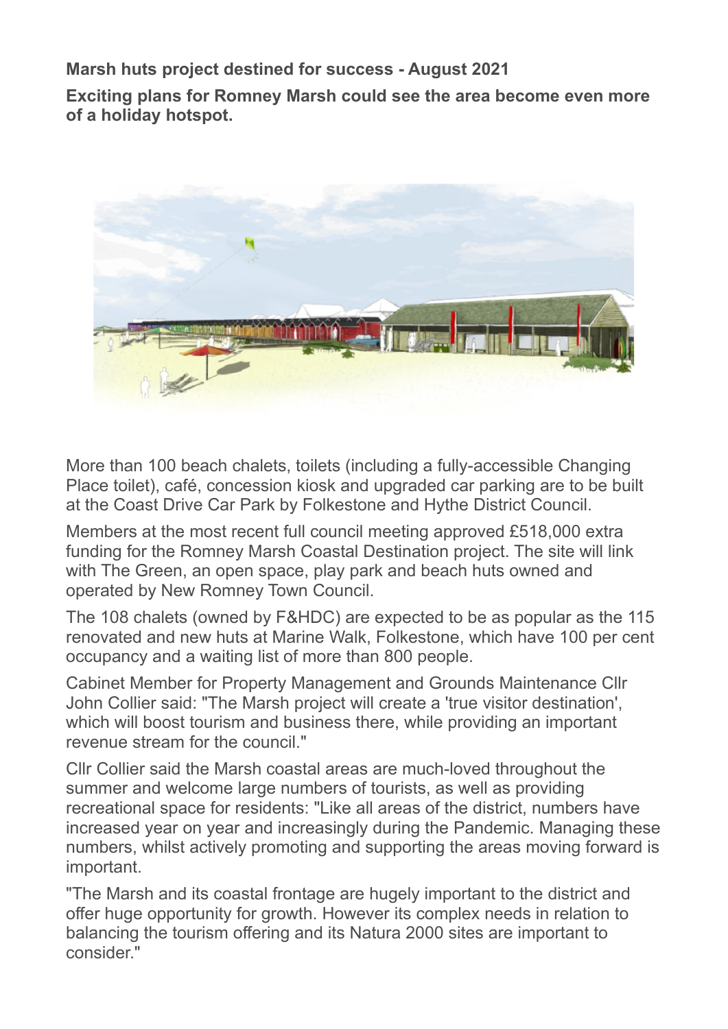**Marsh huts project destined for success - August 2021**

**Exciting plans for Romney Marsh could see the area become even more of a holiday hotspot.**

More than 100 beach chalets, toilets (including a fully-accessible Changing Place toilet), café, concession kiosk and upgraded car parking are to be built at the Coast Drive Car Park by Folkestone and Hythe District Council.

Members at the most recent full council meeting approved £518,000 extra funding for the Romney Marsh Coastal Destination project. The site will link with The Green, an open space, play park and beach huts owned and operated by New Romney Town Council.

The 108 chalets (owned by F&HDC) are expected to be as popular as the 115 renovated and new huts at Marine Walk, Folkestone, which have 100 per cent occupancy and a waiting list of more than 800 people.

Cabinet Member for Property Management and Grounds Maintenance Cllr John Collier said: "The Marsh project will create a 'true visitor destination', which will boost tourism and business there, while providing an important revenue stream for the council."

Cllr Collier said the Marsh coastal areas are much-loved throughout the summer and welcome large numbers of tourists, as well as providing recreational space for residents: "Like all areas of the district, numbers have increased year on year and increasingly during the Pandemic. Managing these numbers, whilst actively promoting and supporting the areas moving forward is important.

"The Marsh and its coastal frontage are hugely important to the district and offer huge opportunity for growth. However its complex needs in relation to balancing the tourism offering and its Natura 2000 sites are important to consider."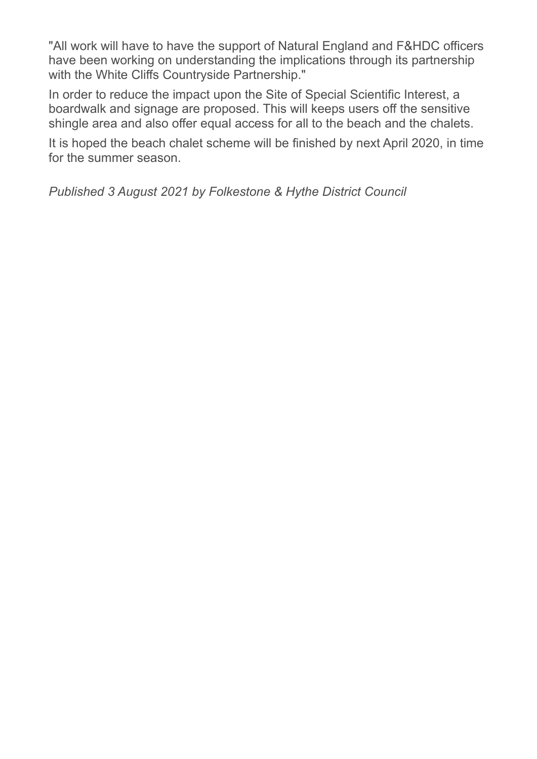"All work will have to have the support of Natural England and F&HDC officers have been working on understanding the implications through its partnership with the White Cliffs Countryside Partnership."

In order to reduce the impact upon the Site of Special Scientific Interest, a boardwalk and signage are proposed. This will keeps users off the sensitive shingle area and also offer equal access for all to the beach and the chalets.

It is hoped the beach chalet scheme will be finished by next April 2020, in time for the summer season.

*Published 3 August 2021 by Folkestone & Hythe District Council*